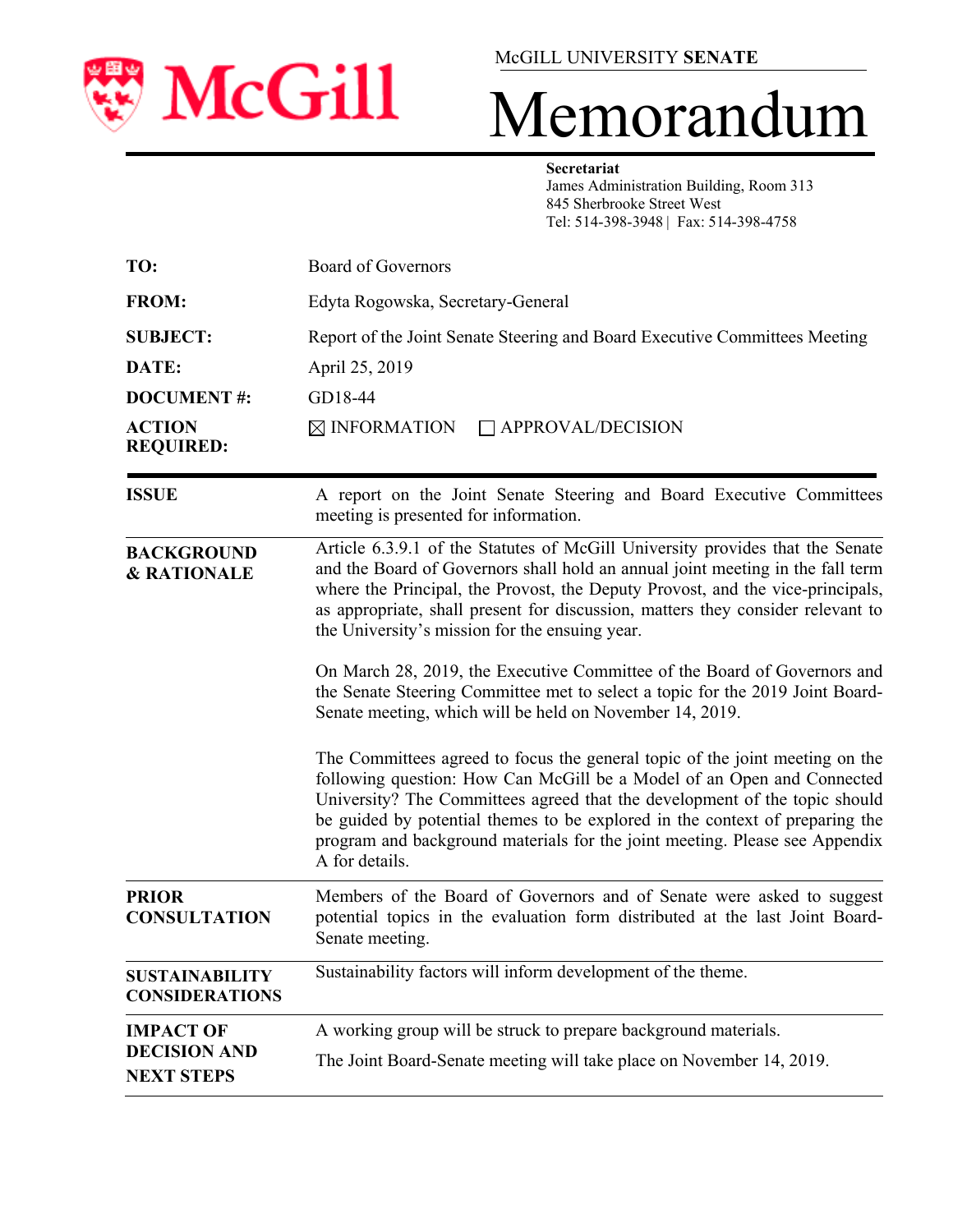McGILL UNIVERSITY **SENATE**

# Memorandum

**Secretariat**
James Administration Building, Room 313
845 Sherbrooke Street West
Tel: 514-398-3948 | Fax: 514-398-4758

| | |
|---|---|
| **TO:** | Board of Governors |
| **FROM:** | Edyta Rogowska, Secretary-General |
| **SUBJECT:** | Report of the Joint Senate Steering and Board Executive Committees Meeting |
| **DATE:** | April 25, 2019 |
| **DOCUMENT #:** | GD18-44 |
| **ACTION REQUIRED:** | ☒ INFORMATION ☐ APPROVAL/DECISION |

| | |
|---|---|
| **ISSUE** | A report on the Joint Senate Steering and Board Executive Committees meeting is presented for information. |
| **BACKGROUND & RATIONALE** | Article 6.3.9.1 of the Statutes of McGill University provides that the Senate and the Board of Governors shall hold an annual joint meeting in the fall term where the Principal, the Provost, the Deputy Provost, and the vice-principals, as appropriate, shall present for discussion, matters they consider relevant to the University's mission for the ensuing year.<br><br>On March 28, 2019, the Executive Committee of the Board of Governors and the Senate Steering Committee met to select a topic for the 2019 Joint Board-Senate meeting, which will be held on November 14, 2019.<br><br>The Committees agreed to focus the general topic of the joint meeting on the following question: How Can McGill be a Model of an Open and Connected University? The Committees agreed that the development of the topic should be guided by potential themes to be explored in the context of preparing the program and background materials for the joint meeting. Please see Appendix A for details. |
| **PRIOR CONSULTATION** | Members of the Board of Governors and of Senate were asked to suggest potential topics in the evaluation form distributed at the last Joint Board-Senate meeting. |
| **SUSTAINABILITY CONSIDERATIONS** | Sustainability factors will inform development of the theme. |
| **IMPACT OF DECISION AND NEXT STEPS** | A working group will be struck to prepare background materials.<br><br>The Joint Board-Senate meeting will take place on November 14, 2019. |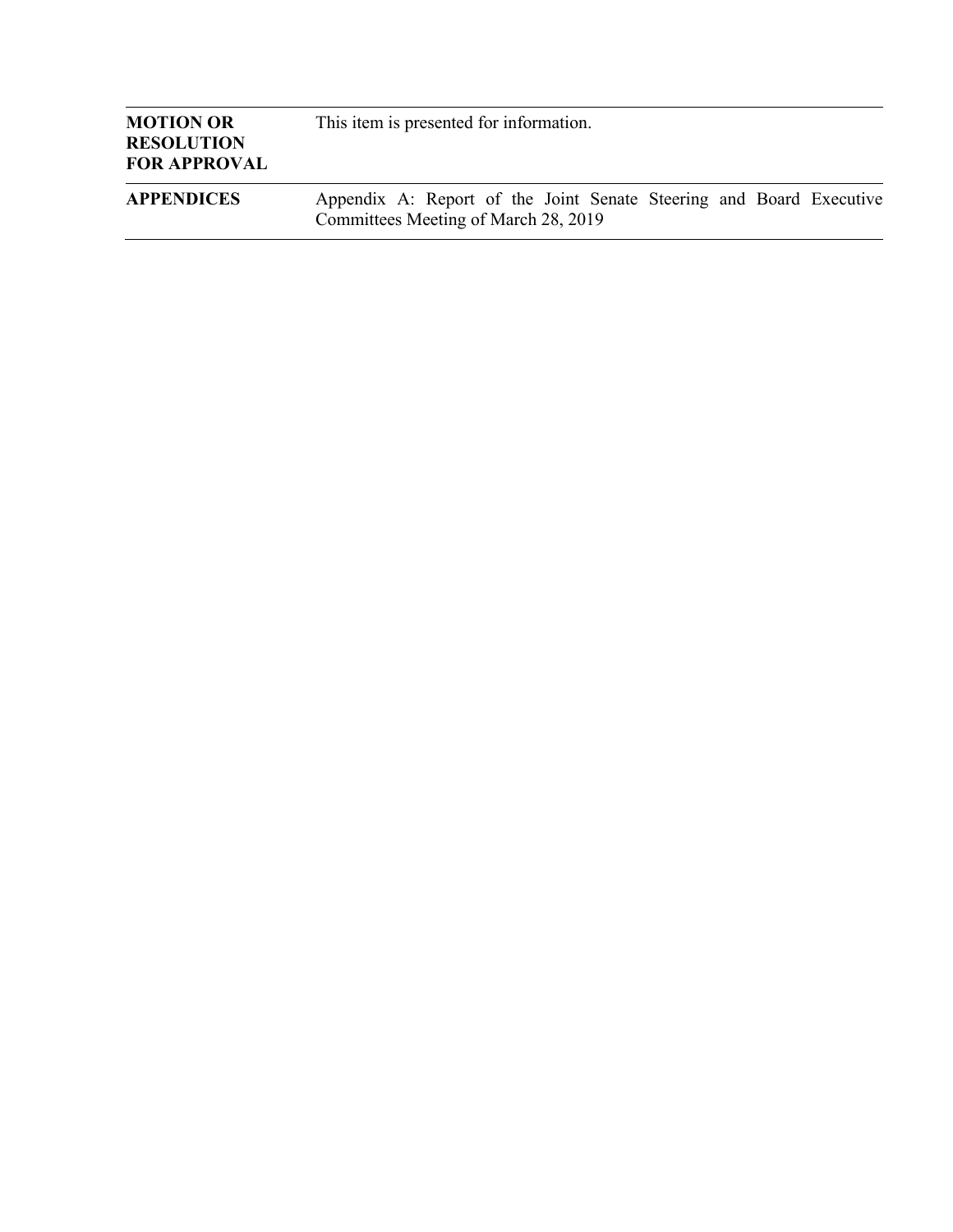| | |
|---|---|
| **MOTION OR RESOLUTION FOR APPROVAL** | This item is presented for information. |
| **APPENDICES** | Appendix A: Report of the Joint Senate Steering and Board Executive Committees Meeting of March 28, 2019 |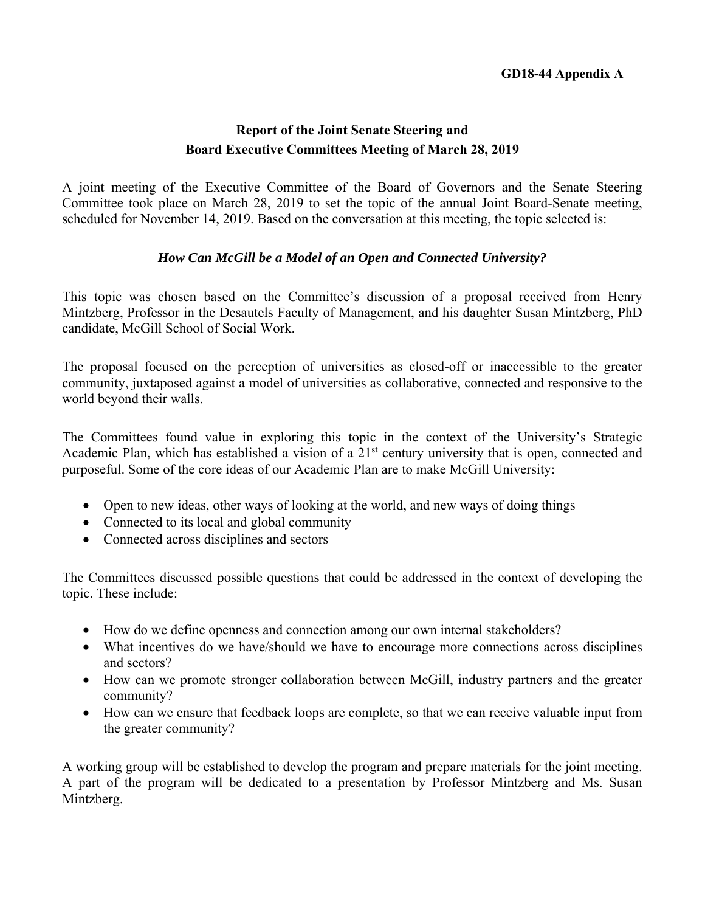**GD18-44 Appendix A**

# Report of the Joint Senate Steering and Board Executive Committees Meeting of March 28, 2019

A joint meeting of the Executive Committee of the Board of Governors and the Senate Steering Committee took place on March 28, 2019 to set the topic of the annual Joint Board-Senate meeting, scheduled for November 14, 2019. Based on the conversation at this meeting, the topic selected is:

***How Can McGill be a Model of an Open and Connected University?***

This topic was chosen based on the Committee's discussion of a proposal received from Henry Mintzberg, Professor in the Desautels Faculty of Management, and his daughter Susan Mintzberg, PhD candidate, McGill School of Social Work.

The proposal focused on the perception of universities as closed-off or inaccessible to the greater community, juxtaposed against a model of universities as collaborative, connected and responsive to the world beyond their walls.

The Committees found value in exploring this topic in the context of the University's Strategic Academic Plan, which has established a vision of a 21st century university that is open, connected and purposeful. Some of the core ideas of our Academic Plan are to make McGill University:

- Open to new ideas, other ways of looking at the world, and new ways of doing things
- Connected to its local and global community
- Connected across disciplines and sectors

The Committees discussed possible questions that could be addressed in the context of developing the topic. These include:

- How do we define openness and connection among our own internal stakeholders?
- What incentives do we have/should we have to encourage more connections across disciplines and sectors?
- How can we promote stronger collaboration between McGill, industry partners and the greater community?
- How can we ensure that feedback loops are complete, so that we can receive valuable input from the greater community?

A working group will be established to develop the program and prepare materials for the joint meeting. A part of the program will be dedicated to a presentation by Professor Mintzberg and Ms. Susan Mintzberg.